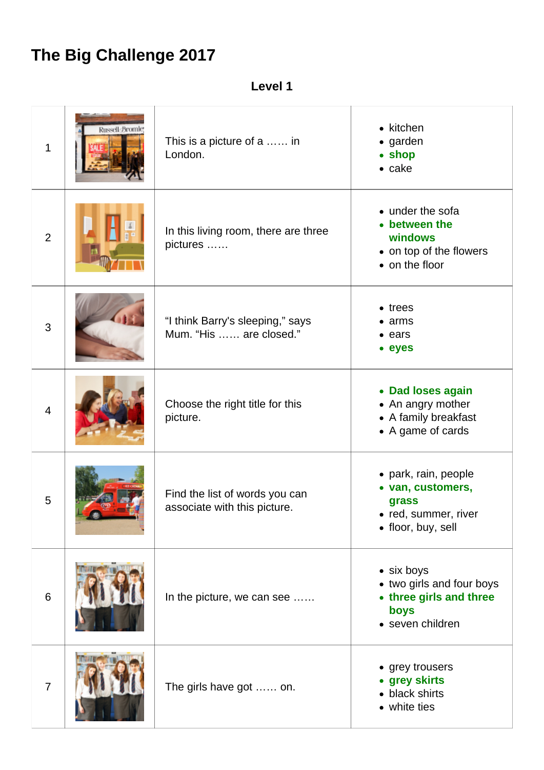# The Big Challenge 2017

**Level 1**

| | | | |
|---|---|---|---|
| 1 | | This is a picture of a …… in London. | • kitchen<br>• garden<br>• **shop**<br>• cake |
| 2 | | In this living room, there are three pictures …… | • under the sofa<br>• **between the windows**<br>• on top of the flowers<br>• on the floor |
| 3 | | "I think Barry's sleeping," says Mum. "His …… are closed." | • trees<br>• arms<br>• ears<br>• **eyes** |
| 4 | | Choose the right title for this picture. | • **Dad loses again**<br>• An angry mother<br>• A family breakfast<br>• A game of cards |
| 5 | | Find the list of words you can associate with this picture. | • park, rain, people<br>• **van, customers, grass**<br>• red, summer, river<br>• floor, buy, sell |
| 6 | | In the picture, we can see …… | • six boys<br>• two girls and four boys<br>• **three girls and three boys**<br>• seven children |
| 7 | | The girls have got …… on. | • grey trousers<br>• **grey skirts**<br>• black shirts<br>• white ties |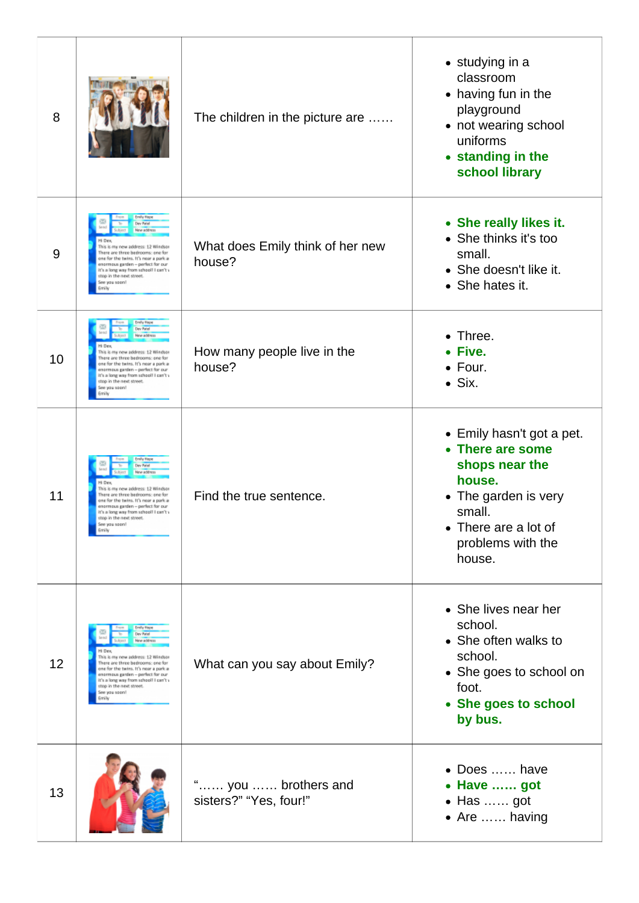| | | | |
|---|---|---|---|
| 8 | | The children in the picture are …… | • studying in a classroom<br>• having fun in the playground<br>• not wearing school uniforms<br>• **standing in the school library** |
| 9 | | What does Emily think of her new house? | • **She really likes it.**<br>• She thinks it's too small.<br>• She doesn't like it.<br>• She hates it. |
| 10 | | How many people live in the house? | • Three.<br>• **Five.**<br>• Four.<br>• Six. |
| 11 | | Find the true sentence. | • Emily hasn't got a pet.<br>• **There are some shops near the house.**<br>• The garden is very small.<br>• There are a lot of problems with the house. |
| 12 | | What can you say about Emily? | • She lives near her school.<br>• She often walks to school.<br>• She goes to school on foot.<br>• **She goes to school by bus.** |
| 13 | | "…… you …… brothers and sisters?" "Yes, four!" | • Does …… have<br>• **Have …… got**<br>• Has …… got<br>• Are …… having |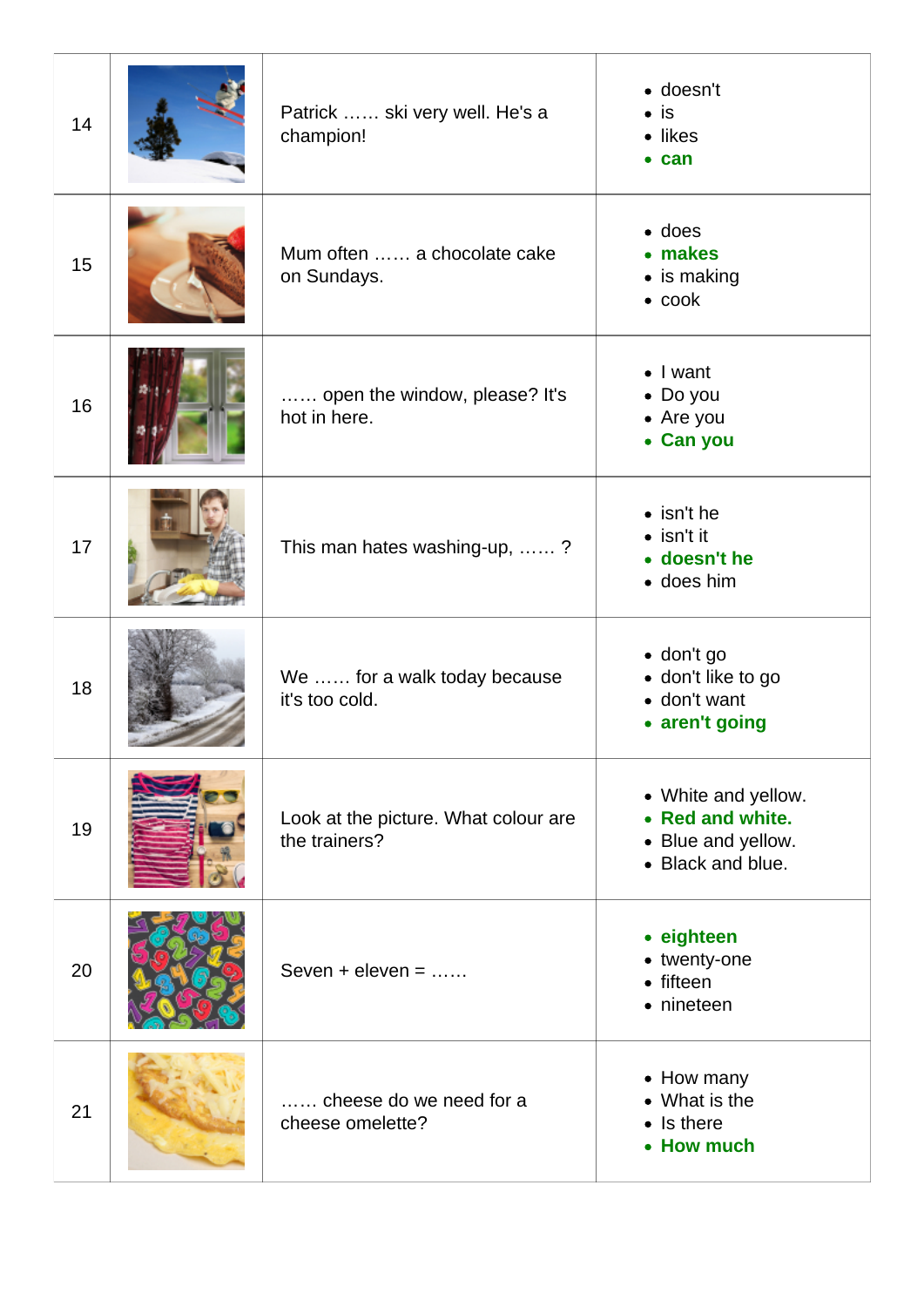| | | | |
|---|---|---|---|
| 14 | | Patrick …… ski very well. He's a champion! | • doesn't<br>• is<br>• likes<br>• **can** |
| 15 | | Mum often …… a chocolate cake on Sundays. | • does<br>• **makes**<br>• is making<br>• cook |
| 16 | | …… open the window, please? It's hot in here. | • I want<br>• Do you<br>• Are you<br>• **Can you** |
| 17 | | This man hates washing-up, …… ? | • isn't he<br>• isn't it<br>• **doesn't he**<br>• does him |
| 18 | | We …… for a walk today because it's too cold. | • don't go<br>• don't like to go<br>• don't want<br>• **aren't going** |
| 19 | | Look at the picture. What colour are the trainers? | • White and yellow.<br>• **Red and white.**<br>• Blue and yellow.<br>• Black and blue. |
| 20 | | Seven + eleven = …… | • **eighteen**<br>• twenty-one<br>• fifteen<br>• nineteen |
| 21 | | …… cheese do we need for a cheese omelette? | • How many<br>• What is the<br>• Is there<br>• **How much** |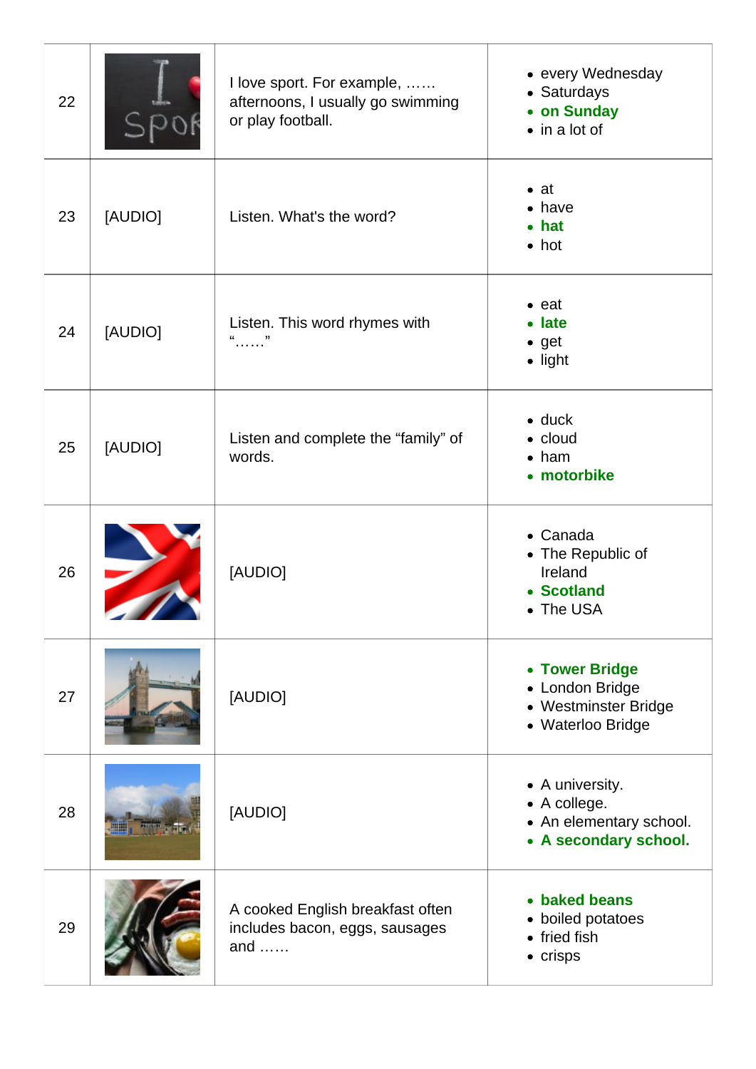| | | | |
|---|---|---|---|
| 22 | | I love sport. For example, …… afternoons, I usually go swimming or play football. | • every Wednesday<br>• Saturdays<br>• **on Sunday**<br>• in a lot of |
| 23 | [AUDIO] | Listen. What's the word? | • at<br>• have<br>• **hat**<br>• hot |
| 24 | [AUDIO] | Listen. This word rhymes with "……" | • eat<br>• **late**<br>• get<br>• light |
| 25 | [AUDIO] | Listen and complete the "family" of words. | • duck<br>• cloud<br>• ham<br>• **motorbike** |
| 26 | | [AUDIO] | • Canada<br>• The Republic of Ireland<br>• **Scotland**<br>• The USA |
| 27 | | [AUDIO] | • **Tower Bridge**<br>• London Bridge<br>• Westminster Bridge<br>• Waterloo Bridge |
| 28 | | [AUDIO] | • A university.<br>• A college.<br>• An elementary school.<br>• **A secondary school.** |
| 29 | | A cooked English breakfast often includes bacon, eggs, sausages and …… | • **baked beans**<br>• boiled potatoes<br>• fried fish<br>• crisps |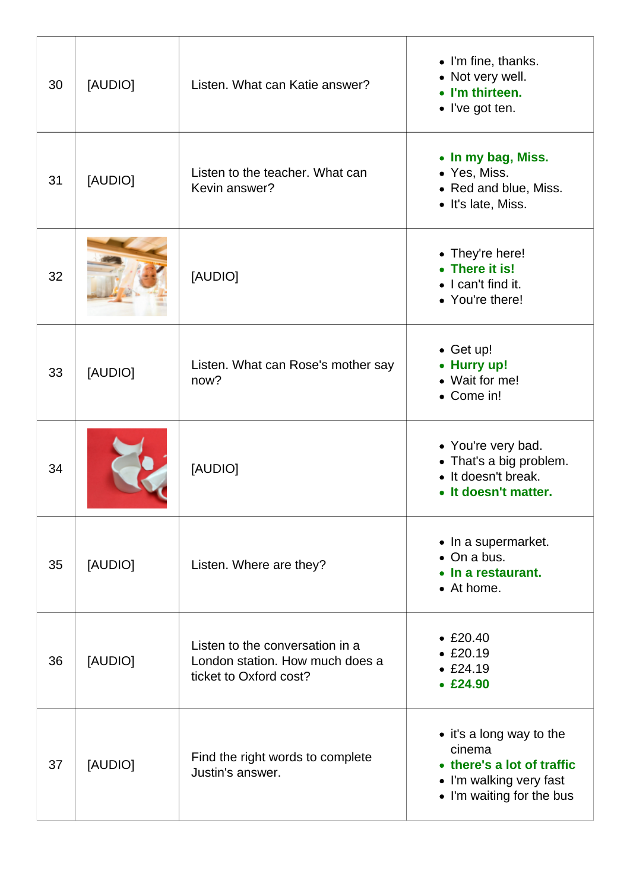| | | | |
|---|---|---|---|
| 30 | [AUDIO] | Listen. What can Katie answer? | • I'm fine, thanks.<br>• Not very well.<br>• **I'm thirteen.**<br>• I've got ten. |
| 31 | [AUDIO] | Listen to the teacher. What can Kevin answer? | • **In my bag, Miss.**<br>• Yes, Miss.<br>• Red and blue, Miss.<br>• It's late, Miss. |
| 32 | | [AUDIO] | • They're here!<br>• **There it is!**<br>• I can't find it.<br>• You're there! |
| 33 | [AUDIO] | Listen. What can Rose's mother say now? | • Get up!<br>• **Hurry up!**<br>• Wait for me!<br>• Come in! |
| 34 | | [AUDIO] | • You're very bad.<br>• That's a big problem.<br>• It doesn't break.<br>• **It doesn't matter.** |
| 35 | [AUDIO] | Listen. Where are they? | • In a supermarket.<br>• On a bus.<br>• **In a restaurant.**<br>• At home. |
| 36 | [AUDIO] | Listen to the conversation in a London station. How much does a ticket to Oxford cost? | • £20.40<br>• £20.19<br>• £24.19<br>• **£24.90** |
| 37 | [AUDIO] | Find the right words to complete Justin's answer. | • it's a long way to the cinema<br>• **there's a lot of traffic**<br>• I'm walking very fast<br>• I'm waiting for the bus |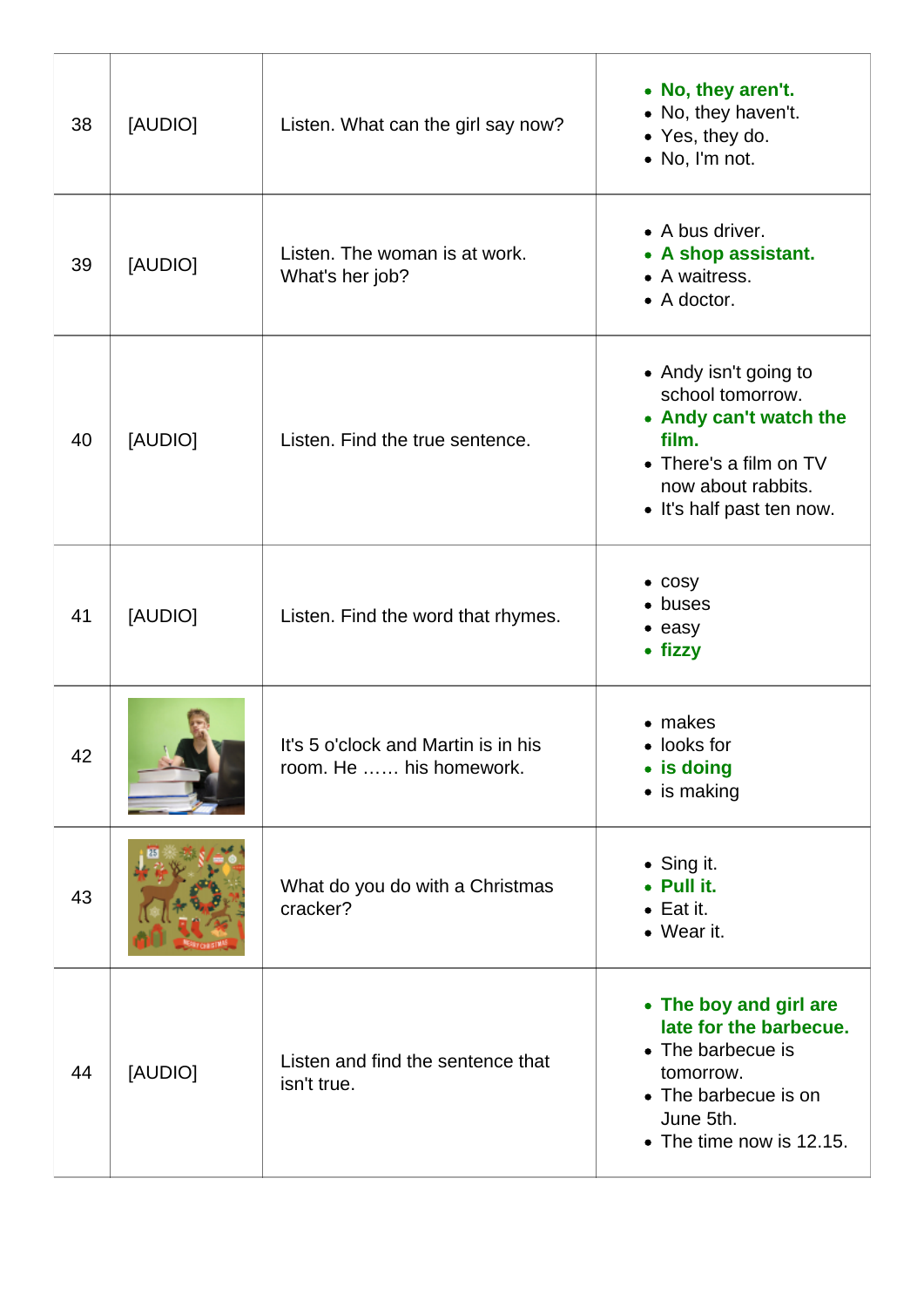| | | | |
|---|---|---|---|
| 38 | [AUDIO] | Listen. What can the girl say now? | • **No, they aren't.**<br>• No, they haven't.<br>• Yes, they do.<br>• No, I'm not. |
| 39 | [AUDIO] | Listen. The woman is at work. What's her job? | • A bus driver.<br>• **A shop assistant.**<br>• A waitress.<br>• A doctor. |
| 40 | [AUDIO] | Listen. Find the true sentence. | • Andy isn't going to school tomorrow.<br>• **Andy can't watch the film.**<br>• There's a film on TV now about rabbits.<br>• It's half past ten now. |
| 41 | [AUDIO] | Listen. Find the word that rhymes. | • cosy<br>• buses<br>• easy<br>• **fizzy** |
| 42 | | It's 5 o'clock and Martin is in his room. He …… his homework. | • makes<br>• looks for<br>• **is doing**<br>• is making |
| 43 | | What do you do with a Christmas cracker? | • Sing it.<br>• **Pull it.**<br>• Eat it.<br>• Wear it. |
| 44 | [AUDIO] | Listen and find the sentence that isn't true. | • **The boy and girl are late for the barbecue.**<br>• The barbecue is tomorrow.<br>• The barbecue is on June 5th.<br>• The time now is 12.15. |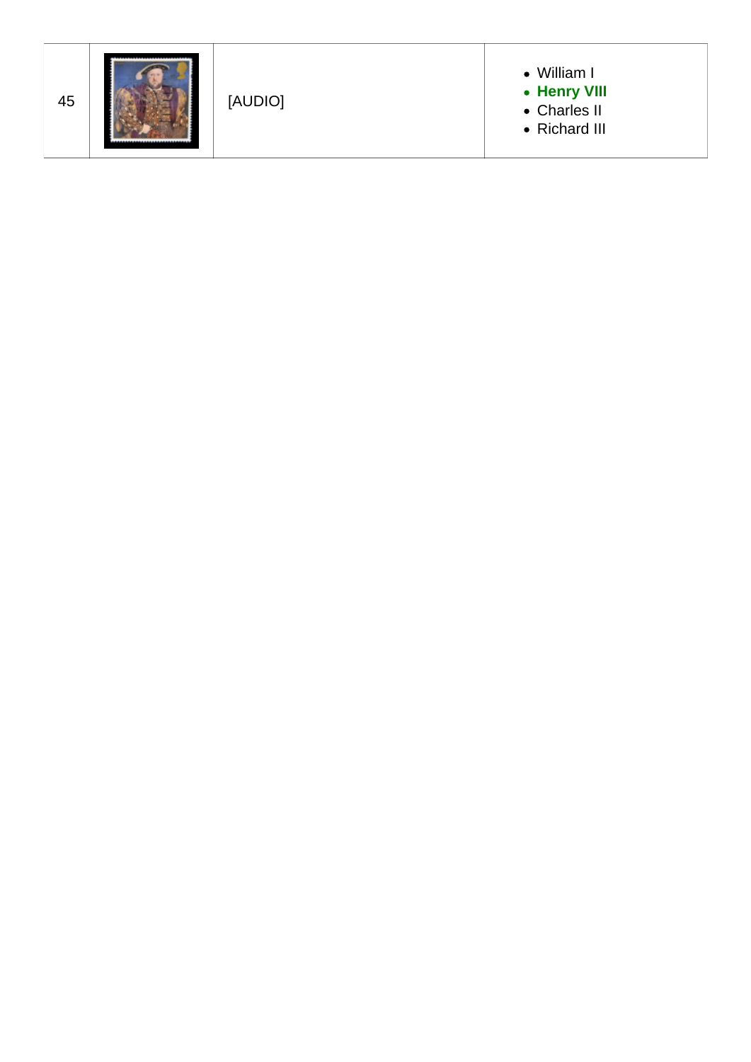| | | | |
|---|---|---|---|
| 45 | | [AUDIO] | • William I<br>• **Henry VIII**<br>• Charles II<br>• Richard III |